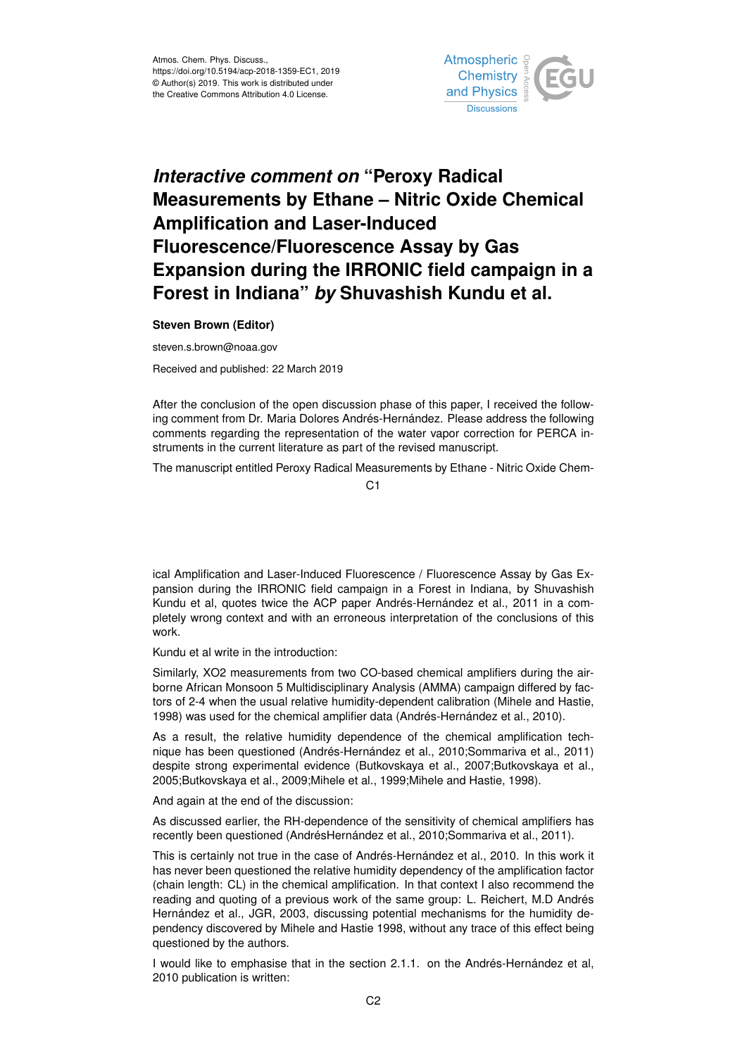Atmos. Chem. Phys. Discuss.,
https://doi.org/10.5194/acp-2018-1359-EC1, 2019
© Author(s) 2019. This work is distributed under
the Creative Commons Attribution 4.0 License.

# *Interactive comment on* "Peroxy Radical Measurements by Ethane – Nitric Oxide Chemical Amplification and Laser-Induced Fluorescence/Fluorescence Assay by Gas Expansion during the IRRONIC field campaign in a Forest in Indiana" *by* Shuvashish Kundu et al.

**Steven Brown (Editor)**

steven.s.brown@noaa.gov

Received and published: 22 March 2019

After the conclusion of the open discussion phase of this paper, I received the following comment from Dr. Maria Dolores Andrés-Hernández. Please address the following comments regarding the representation of the water vapor correction for PERCA instruments in the current literature as part of the revised manuscript.

The manuscript entitled Peroxy Radical Measurements by Ethane - Nitric Oxide Chemical Amplification and Laser-Induced Fluorescence / Fluorescence Assay by Gas Expansion during the IRRONIC field campaign in a Forest in Indiana, by Shuvashish Kundu et al, quotes twice the ACP paper Andrés-Hernández et al., 2011 in a completely wrong context and with an erroneous interpretation of the conclusions of this work.

Kundu et al write in the introduction:

Similarly, XO2 measurements from two CO-based chemical amplifiers during the airborne African Monsoon 5 Multidisciplinary Analysis (AMMA) campaign differed by factors of 2-4 when the usual relative humidity-dependent calibration (Mihele and Hastie, 1998) was used for the chemical amplifier data (Andrés-Hernández et al., 2010).

As a result, the relative humidity dependence of the chemical amplification technique has been questioned (Andrés-Hernández et al., 2010;Sommariva et al., 2011) despite strong experimental evidence (Butkovskaya et al., 2007;Butkovskaya et al., 2005;Butkovskaya et al., 2009;Mihele et al., 1999;Mihele and Hastie, 1998).

And again at the end of the discussion:

As discussed earlier, the RH-dependence of the sensitivity of chemical amplifiers has recently been questioned (AndrésHernández et al., 2010;Sommariva et al., 2011).

This is certainly not true in the case of Andrés-Hernández et al., 2010. In this work it has never been questioned the relative humidity dependency of the amplification factor (chain length: CL) in the chemical amplification. In that context I also recommend the reading and quoting of a previous work of the same group: L. Reichert, M.D Andrés Hernández et al., JGR, 2003, discussing potential mechanisms for the humidity dependency discovered by Mihele and Hastie 1998, without any trace of this effect being questioned by the authors.

I would like to emphasise that in the section 2.1.1. on the Andrés-Hernández et al, 2010 publication is written: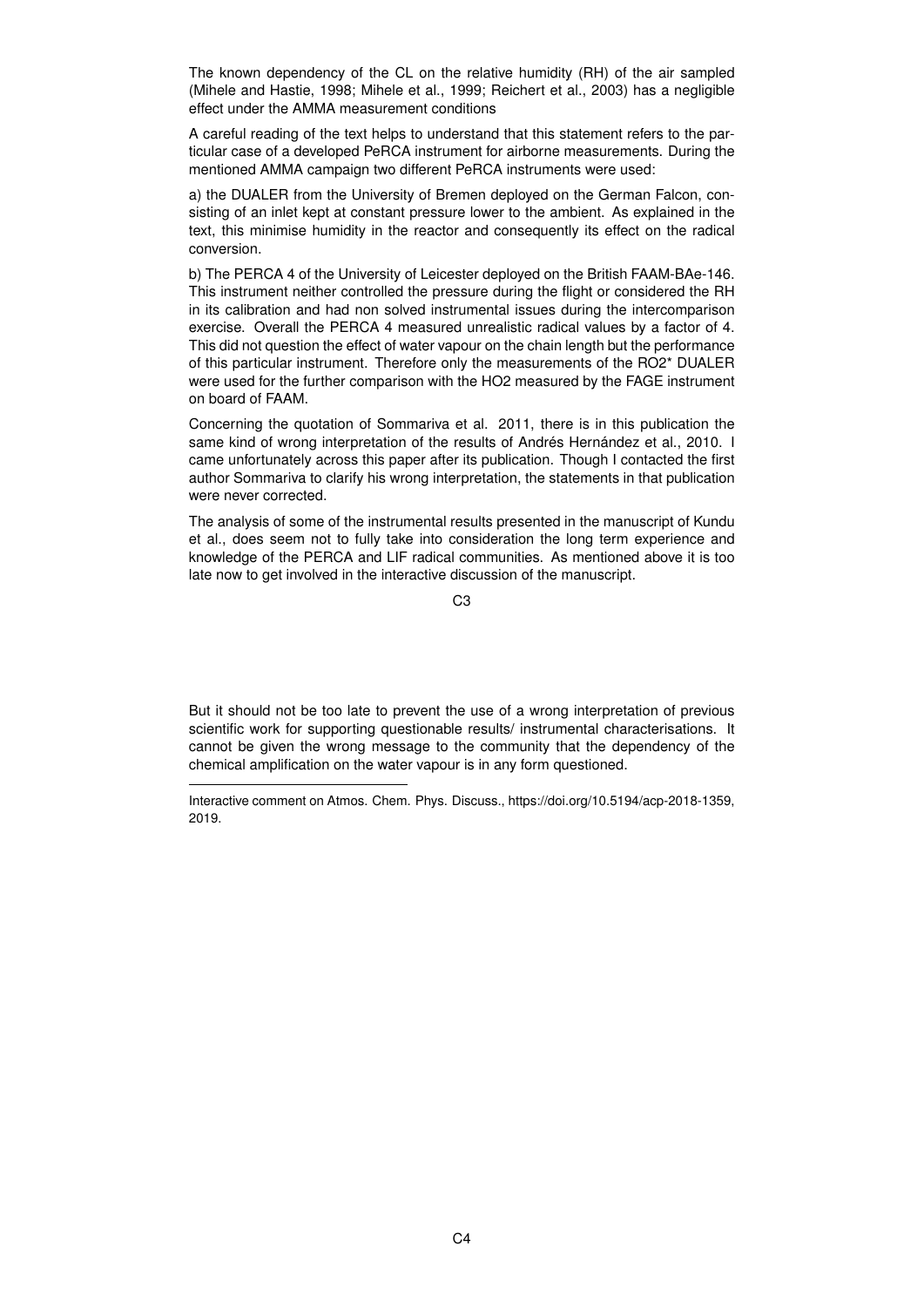The known dependency of the CL on the relative humidity (RH) of the air sampled (Mihele and Hastie, 1998; Mihele et al., 1999; Reichert et al., 2003) has a negligible effect under the AMMA measurement conditions

A careful reading of the text helps to understand that this statement refers to the particular case of a developed PeRCA instrument for airborne measurements. During the mentioned AMMA campaign two different PeRCA instruments were used:

a) the DUALER from the University of Bremen deployed on the German Falcon, consisting of an inlet kept at constant pressure lower to the ambient. As explained in the text, this minimise humidity in the reactor and consequently its effect on the radical conversion.

b) The PERCA 4 of the University of Leicester deployed on the British FAAM-BAe-146. This instrument neither controlled the pressure during the flight or considered the RH in its calibration and had non solved instrumental issues during the intercomparison exercise. Overall the PERCA 4 measured unrealistic radical values by a factor of 4. This did not question the effect of water vapour on the chain length but the performance of this particular instrument. Therefore only the measurements of the $RO_2$* DUALER were used for the further comparison with the $HO_2$ measured by the FAGE instrument on board of FAAM.

Concerning the quotation of Sommariva et al. 2011, there is in this publication the same kind of wrong interpretation of the results of Andrés Hernández et al., 2010. I came unfortunately across this paper after its publication. Though I contacted the first author Sommariva to clarify his wrong interpretation, the statements in that publication were never corrected.

The analysis of some of the instrumental results presented in the manuscript of Kundu et al., does seem not to fully take into consideration the long term experience and knowledge of the PERCA and LIF radical communities. As mentioned above it is too late now to get involved in the interactive discussion of the manuscript.

But it should not be too late to prevent the use of a wrong interpretation of previous scientific work for supporting questionable results/ instrumental characterisations. It cannot be given the wrong message to the community that the dependency of the chemical amplification on the water vapour is in any form questioned.

---

Interactive comment on Atmos. Chem. Phys. Discuss., https://doi.org/10.5194/acp-2018-1359, 2019.